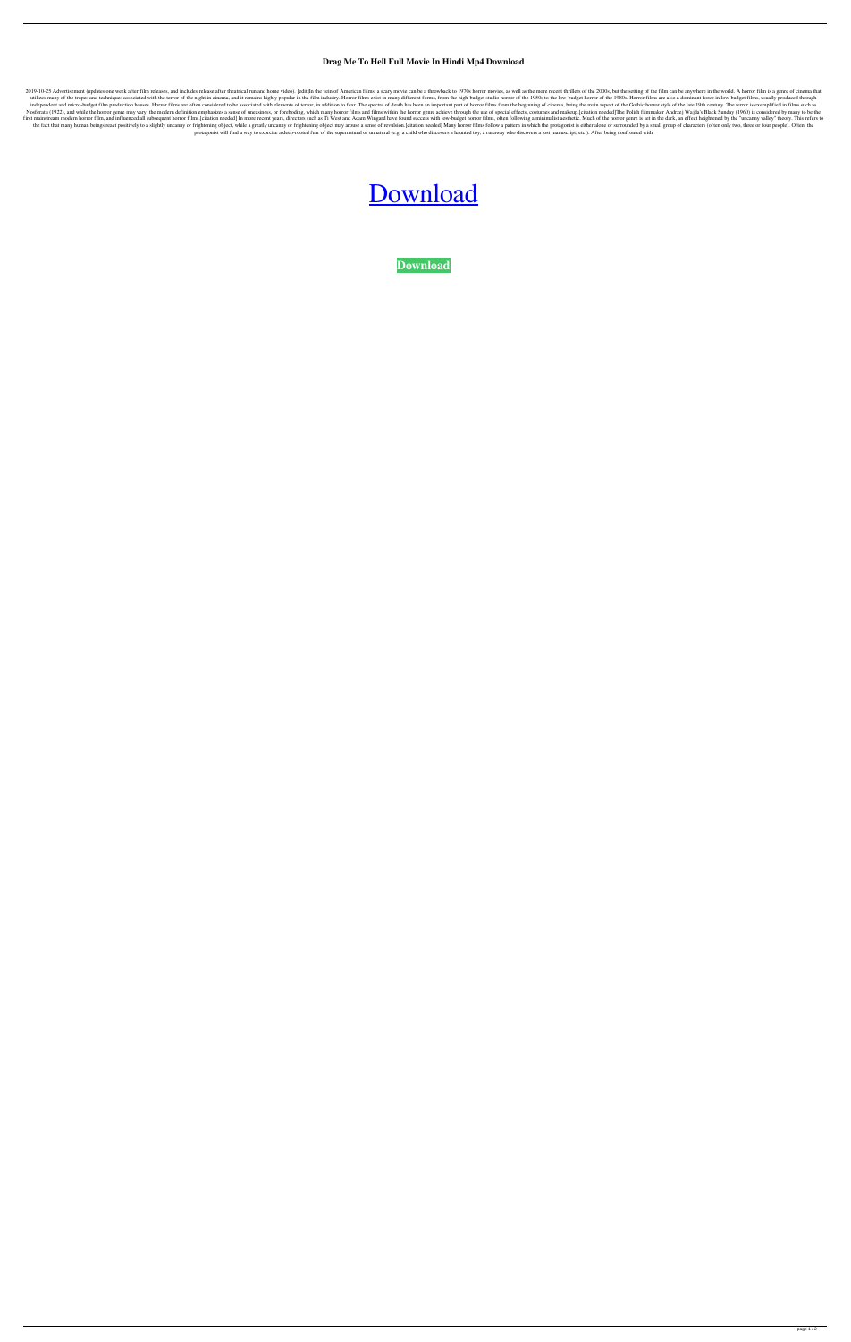# Drag Me To Hell Full Movie In Hindi Mp4 Download

2019-10-25 Advertisement (updates one week after film releases, and includes release after theatrical run and home video). [edit]In the vein of American films, a scary movie can be a throwback to 1970s horror movies, as well as the more recent thrillers of the 2000s, but the setting of the film can be anywhere in the world. A horror film is a genre of cinema that utilizes many of the tropes and techniques associated with the terror of the night in cinema, and it remains highly popular in the film industry. Horror films exist in many different forms, from the high-budget studio horror of the 1950s to the low-budget horror of the 1980s. Horror films are also a dominant force in low-budget films, usually produced through independent and micro-budget film production houses. Horror films are often considered to be associated with elements of terror, in addition to fear. The spectre of death has been an important part of horror films from the beginning of cinema, being the main aspect of the Gothic horror style of the late 19th century. The terror is exemplified in films such as Nosferatu (1922), and while the horror genre may vary, the modern definition emphasizes a sense of uneasiness, or foreboding, which many horror films and films within the horror genre achieve through the use of special effects, costumes and makeup.[citation needed]The Polish filmmaker Andrzej Wajda's Black Sunday (1960) is considered by many to be the first mainstream modern horror film, and influenced all subsequent horror films.[citation needed] In more recent years, directors such as Ti West and Adam Wingard have found success with low-budget horror films, often following a minimalist aesthetic. Much of the horror genre is set in the dark, an effect heightened by the "uncanny valley" theory. This refers to the fact that many human beings react positively to a slightly uncanny or frightening object, while a greatly uncanny or frightening object may arouse a sense of revulsion.[citation needed] Many horror films follow a pattern in which the protagonist is either alone or surrounded by a small group of characters (often only two, three or four people). Often, the protagonist will find a way to exercise a deep-rooted fear of the supernatural or unnatural (e.g. a child who discovers a haunted toy, a runaway who discovers a lost manuscript, etc.). After being confronted with

Download

**Download**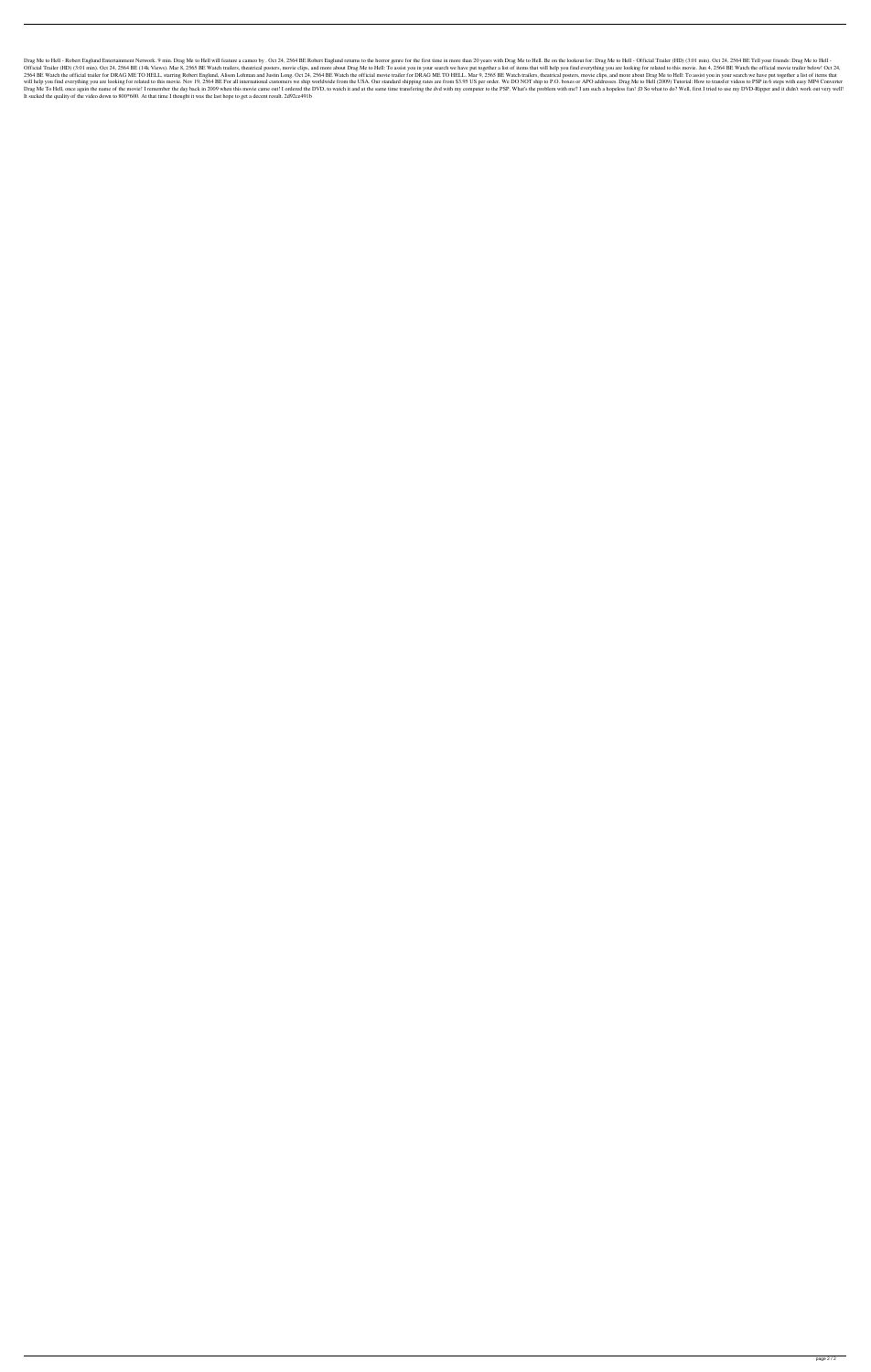Drag Me to Hell - Robert Englund Entertainment Network. 9 min. Drag Me to Hell will feature a cameo by . Oct 24, 2564 BE Robert Englund returns to the horror genre for the first time in more than 20 years with Drag Me to Hell. Be on the lookout for: Drag Me to Hell - Official Trailer (HD) (3:01 min). Oct 24, 2564 BE Tell your friends: Drag Me to Hell - Official Trailer (HD) (3:01 min). Oct 24, 2564 BE (14k Views). Mar 8, 2565 BE Watch trailers, theatrical posters, movie clips, and more about Drag Me to Hell: To assist you in your search we have put together a list of items that will help you find everything you are looking for related to this movie. Jun 4, 2564 BE Watch the official movie trailer below! Oct 24, 2564 BE Watch the official trailer for DRAG ME TO HELL, starring Robert Englund, Alison Lohman and Justin Long. Oct 24, 2564 BE Watch the official movie trailer for DRAG ME TO HELL. Mar 9, 2565 BE Watch trailers, theatrical posters, movie clips, and more about Drag Me to Hell: To assist you in your search we have put together a list of items that will help you find everything you are looking for related to this movie. Nov 19, 2564 BE For all international customers we ship worldwide from the USA. Our standard shipping rates are from $3.95 US per order. We DO NOT ship to P.O. boxes or APO addresses. Drag Me to Hell (2009) Tutorial: How to transfer videos to PSP in 6 steps with easy MP4 Converter Drag Me To Hell, once again the name of the movie! I remember the day back in 2009 when this movie came out! I ordered the DVD, to watch it and at the same time transfering the dvd with my computer to the PSP. What's the problem with me? I am such a hopeless fan! :D So what to do? Well, first I tried to use my DVD-Ripper and it didn't work out very well! It sucked the quality of the video down to 800*600. At that time I thought it was the last hope to get a decent result. 2d92ce491b